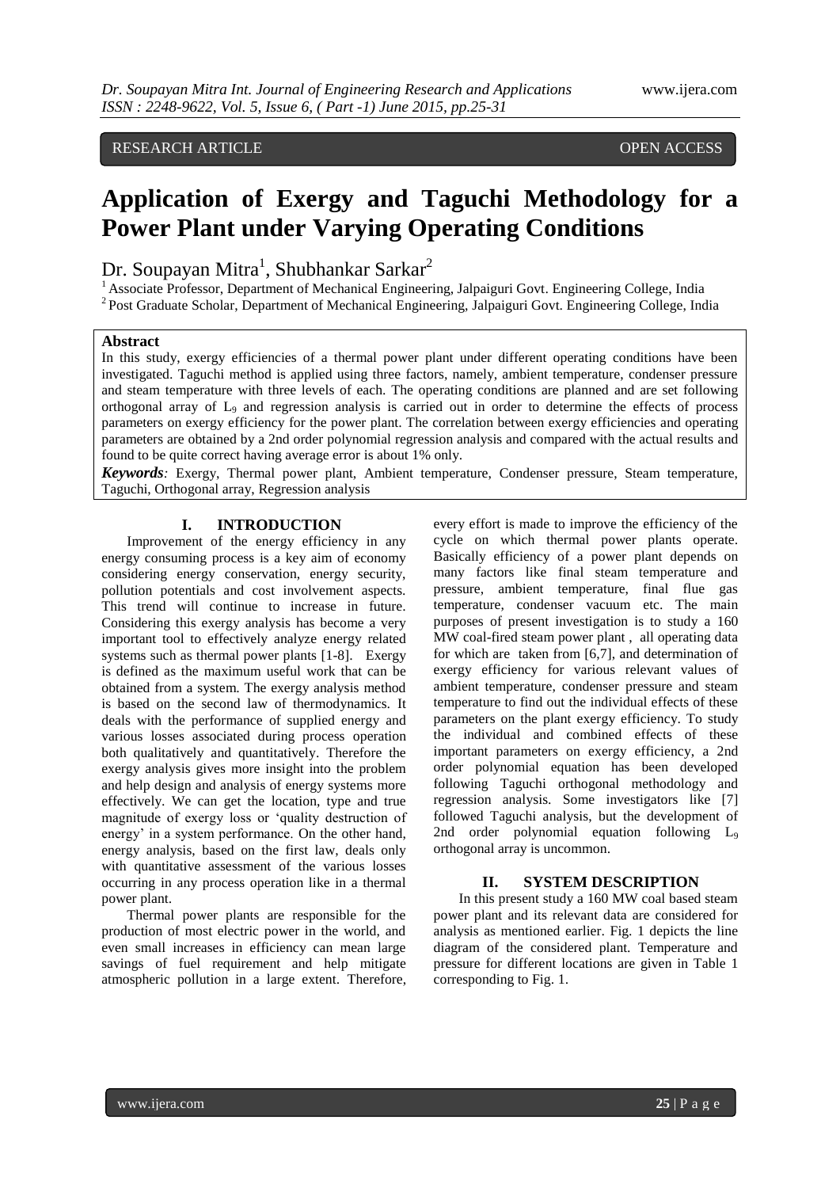RESEARCH ARTICLE OPEN ACCESS

# Application of Exergy and Taguchi Methodology for a Power Plant under Varying Operating Conditions

Dr. Soupayan Mitra[1], Shubhankar Sarkar[2]

[1] Associate Professor, Department of Mechanical Engineering, Jalpaiguri Govt. Engineering College, India
[2] Post Graduate Scholar, Department of Mechanical Engineering, Jalpaiguri Govt. Engineering College, India

**Abstract**

In this study, exergy efficiencies of a thermal power plant under different operating conditions have been investigated. Taguchi method is applied using three factors, namely, ambient temperature, condenser pressure and steam temperature with three levels of each. The operating conditions are planned and are set following orthogonal array of $L_9$ and regression analysis is carried out in order to determine the effects of process parameters on exergy efficiency for the power plant. The correlation between exergy efficiencies and operating parameters are obtained by a 2nd order polynomial regression analysis and compared with the actual results and found to be quite correct having average error is about 1% only.

***Keywords:*** Exergy, Thermal power plant, Ambient temperature, Condenser pressure, Steam temperature, Taguchi, Orthogonal array, Regression analysis

## I. INTRODUCTION

Improvement of the energy efficiency in any energy consuming process is a key aim of economy considering energy conservation, energy security, pollution potentials and cost involvement aspects. This trend will continue to increase in future. Considering this exergy analysis has become a very important tool to effectively analyze energy related systems such as thermal power plants [1-8]. Exergy is defined as the maximum useful work that can be obtained from a system. The exergy analysis method is based on the second law of thermodynamics. It deals with the performance of supplied energy and various losses associated during process operation both qualitatively and quantitatively. Therefore the exergy analysis gives more insight into the problem and help design and analysis of energy systems more effectively. We can get the location, type and true magnitude of exergy loss or 'quality destruction of energy' in a system performance. On the other hand, energy analysis, based on the first law, deals only with quantitative assessment of the various losses occurring in any process operation like in a thermal power plant.

Thermal power plants are responsible for the production of most electric power in the world, and even small increases in efficiency can mean large savings of fuel requirement and help mitigate atmospheric pollution in a large extent. Therefore, every effort is made to improve the efficiency of the cycle on which thermal power plants operate. Basically efficiency of a power plant depends on many factors like final steam temperature and pressure, ambient temperature, final flue gas temperature, condenser vacuum etc. The main purposes of present investigation is to study a 160 MW coal-fired steam power plant , all operating data for which are taken from [6,7], and determination of exergy efficiency for various relevant values of ambient temperature, condenser pressure and steam temperature to find out the individual effects of these parameters on the plant exergy efficiency. To study the individual and combined effects of these important parameters on exergy efficiency, a 2nd order polynomial equation has been developed following Taguchi orthogonal methodology and regression analysis. Some investigators like [7] followed Taguchi analysis, but the development of 2nd order polynomial equation following $L_9$ orthogonal array is uncommon.

## II. SYSTEM DESCRIPTION

In this present study a 160 MW coal based steam power plant and its relevant data are considered for analysis as mentioned earlier. Fig. 1 depicts the line diagram of the considered plant. Temperature and pressure for different locations are given in Table 1 corresponding to Fig. 1.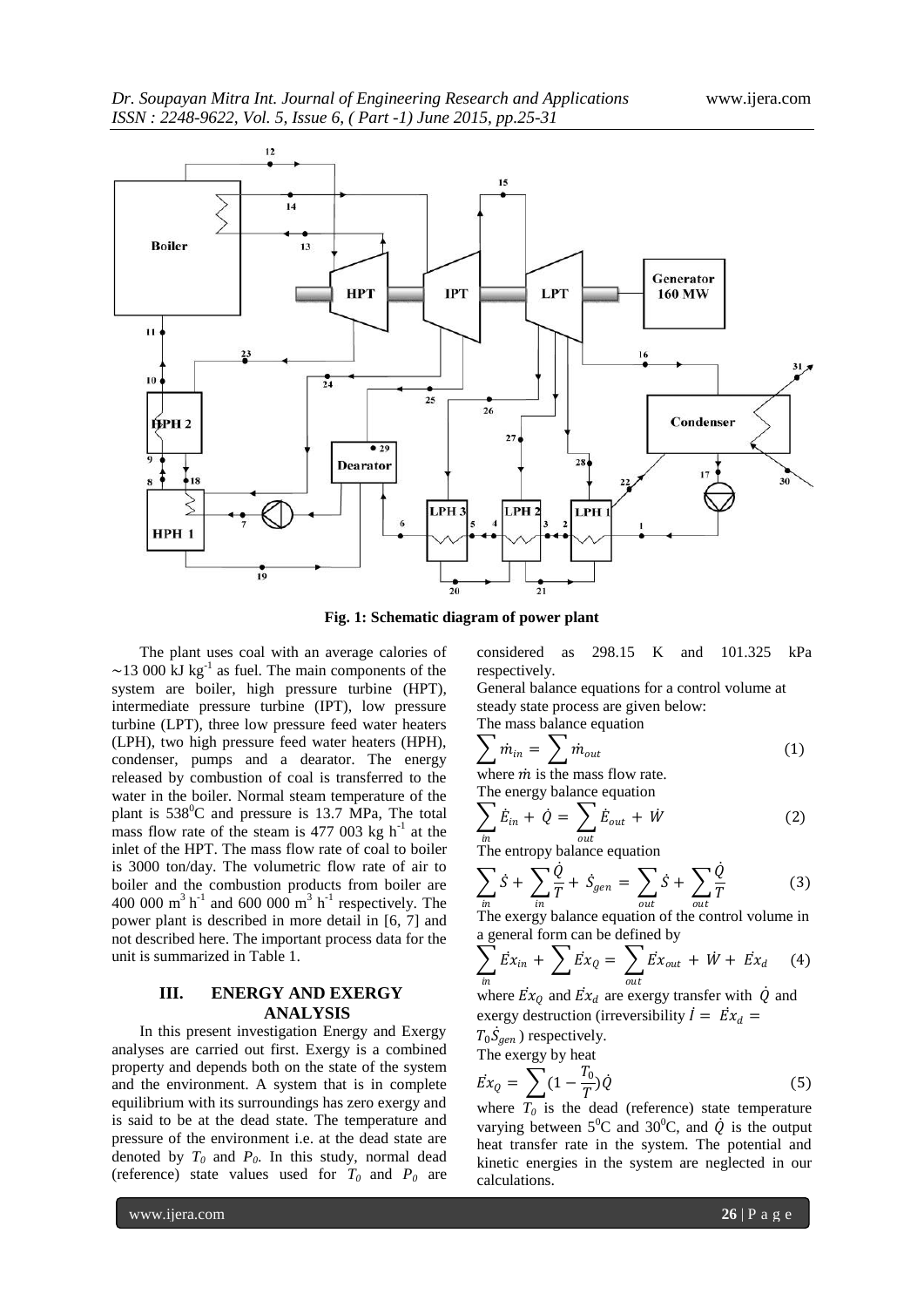**Fig. 1: Schematic diagram of power plant**

The plant uses coal with an average calories of ~13 000 kJ kg$^{-1}$ as fuel. The main components of the system are boiler, high pressure turbine (HPT), intermediate pressure turbine (IPT), low pressure turbine (LPT), three low pressure feed water heaters (LPH), two high pressure feed water heaters (HPH), condenser, pumps and a dearator. The energy released by combustion of coal is transferred to the water in the boiler. Normal steam temperature of the plant is 538$^0$C and pressure is 13.7 MPa, The total mass flow rate of the steam is 477 003 kg h$^{-1}$ at the inlet of the HPT. The mass flow rate of coal to boiler is 3000 ton/day. The volumetric flow rate of air to boiler and the combustion products from boiler are 400 000 m$^3$ h$^{-1}$ and 600 000 m$^3$ h$^{-1}$ respectively. The power plant is described in more detail in [6, 7] and not described here. The important process data for the unit is summarized in Table 1.

## III. ENERGY AND EXERGY ANALYSIS

In this present investigation Energy and Exergy analyses are carried out first. Exergy is a combined property and depends both on the state of the system and the environment. A system that is in complete equilibrium with its surroundings has zero exergy and is said to be at the dead state. The temperature and pressure of the environment i.e. at the dead state are denoted by $T_0$ and $P_0$. In this study, normal dead (reference) state values used for $T_0$ and $P_0$ are considered as 298.15 K and 101.325 kPa respectively.

General balance equations for a control volume at steady state process are given below:

The mass balance equation

$$\sum \dot{m}_{in} = \sum \dot{m}_{out} \tag{1}$$

where $\dot{m}$ is the mass flow rate.

The energy balance equation

$$\sum_{in} \dot{E}_{in} + \dot{Q} = \sum_{out} \dot{E}_{out} + \dot{W} \tag{2}$$

The entropy balance equation

$$\sum_{in} \dot{S} + \sum_{in} \frac{\dot{Q}}{T} + \dot{S}_{gen} = \sum_{out} \dot{S} + \sum_{out} \frac{\dot{Q}}{T} \tag{3}$$

The exergy balance equation of the control volume in a general form can be defined by

$$\sum_{in} \dot{Ex}_{in} + \sum \dot{Ex}_{Q} = \sum_{out} \dot{Ex}_{out} + \dot{W} + \dot{Ex}_{d} \tag{4}$$

where $\dot{Ex}_Q$ and $\dot{Ex}_d$ are exergy transfer with $\dot{Q}$ and exergy destruction (irreversibility $\dot{I} = \dot{Ex}_d = T_0\dot{S}_{gen}$ ) respectively.

The exergy by heat

$$\dot{Ex}_Q = \sum (1 - \frac{T_0}{T})\dot{Q} \tag{5}$$

where $T_0$ is the dead (reference) state temperature varying between 5$^0$C and 30$^0$C, and $\dot{Q}$ is the output heat transfer rate in the system. The potential and kinetic energies in the system are neglected in our calculations.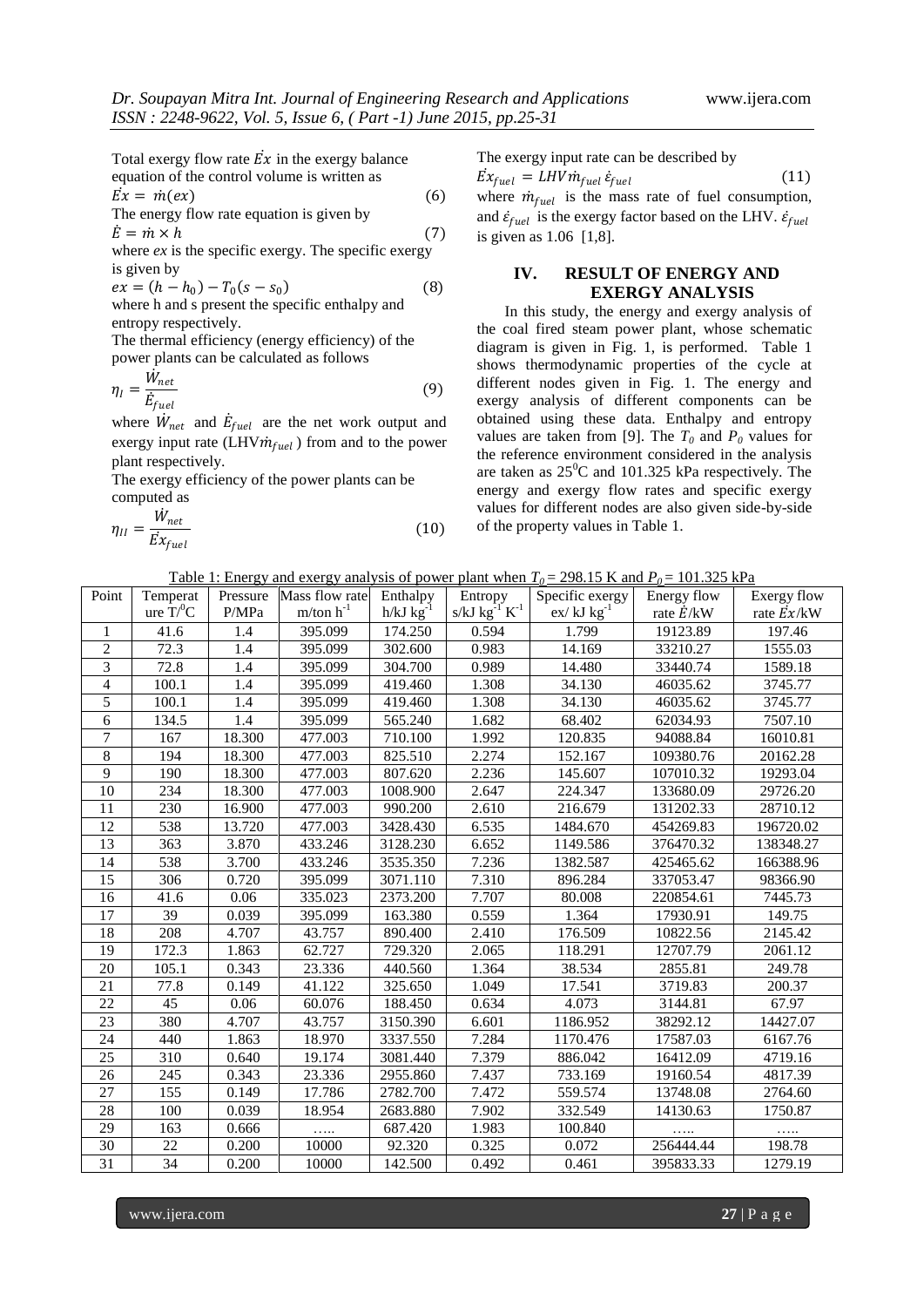Total exergy flow rate $\dot{Ex}$ in the exergy balance equation of the control volume is written as

$$\dot{Ex} = \dot{m}(ex) \tag{6}$$

The energy flow rate equation is given by

$$\dot{E} = \dot{m} \times h \tag{7}$$

where *ex* is the specific exergy. The specific exergy is given by

$$ex = (h - h_0) - T_0(s - s_0) \tag{8}$$

where h and s present the specific enthalpy and entropy respectively.

The thermal efficiency (energy efficiency) of the power plants can be calculated as follows

$$\eta_I = \frac{\dot{W}_{net}}{\dot{E}_{fuel}} \tag{9}$$

where $\dot{W}_{net}$ and $\dot{E}_{fuel}$ are the net work output and exergy input rate (LHV$\dot{m}_{fuel}$) from and to the power plant respectively.

The exergy efficiency of the power plants can be computed as

$$\eta_{II} = \frac{\dot{W}_{net}}{\dot{Ex}_{fuel}} \tag{10}$$

The exergy input rate can be described by

$$\dot{Ex}_{fuel} = LHV\dot{m}_{fuel}\,\dot{\varepsilon}_{fuel} \tag{11}$$

where $\dot{m}_{fuel}$ is the mass rate of fuel consumption, and $\dot{\varepsilon}_{fuel}$ is the exergy factor based on the LHV. $\dot{\varepsilon}_{fuel}$ is given as 1.06 [1,8].

## IV. RESULT OF ENERGY AND EXERGY ANALYSIS

In this study, the energy and exergy analysis of the coal fired steam power plant, whose schematic diagram is given in Fig. 1, is performed. Table 1 shows thermodynamic properties of the cycle at different nodes given in Fig. 1. The energy and exergy analysis of different components can be obtained using these data. Enthalpy and entropy values are taken from [9]. The $T_0$ and $P_0$ values for the reference environment considered in the analysis are taken as 25$^0$C and 101.325 kPa respectively. The energy and exergy flow rates and specific exergy values for different nodes are also given side-by-side of the property values in Table 1.

Table 1: Energy and exergy analysis of power plant when $T_0$ = 298.15 K and $P_0$ = 101.325 kPa

| Point | Temperature T/$^0$C | Pressure P/MPa | Mass flow rate m/ton h$^{-1}$ | Enthalpy h/kJ kg$^{-1}$ | Entropy s/kJ kg$^{-1}$ K$^{-1}$ | Specific exergy ex/ kJ kg$^{-1}$ | Energy flow rate $\dot{E}$/kW | Exergy flow rate $\dot{Ex}$/kW |
|---|---|---|---|---|---|---|---|---|
| 1 | 41.6 | 1.4 | 395.099 | 174.250 | 0.594 | 1.799 | 19123.89 | 197.46 |
| 2 | 72.3 | 1.4 | 395.099 | 302.600 | 0.983 | 14.169 | 33210.27 | 1555.03 |
| 3 | 72.8 | 1.4 | 395.099 | 304.700 | 0.989 | 14.480 | 33440.74 | 1589.18 |
| 4 | 100.1 | 1.4 | 395.099 | 419.460 | 1.308 | 34.130 | 46035.62 | 3745.77 |
| 5 | 100.1 | 1.4 | 395.099 | 419.460 | 1.308 | 34.130 | 46035.62 | 3745.77 |
| 6 | 134.5 | 1.4 | 395.099 | 565.240 | 1.682 | 68.402 | 62034.93 | 7507.10 |
| 7 | 167 | 18.300 | 477.003 | 710.100 | 1.992 | 120.835 | 94088.84 | 16010.81 |
| 8 | 194 | 18.300 | 477.003 | 825.510 | 2.274 | 152.167 | 109380.76 | 20162.28 |
| 9 | 190 | 18.300 | 477.003 | 807.620 | 2.236 | 145.607 | 107010.32 | 19293.04 |
| 10 | 234 | 18.300 | 477.003 | 1008.900 | 2.647 | 224.347 | 133680.09 | 29726.20 |
| 11 | 230 | 16.900 | 477.003 | 990.200 | 2.610 | 216.679 | 131202.33 | 28710.12 |
| 12 | 538 | 13.720 | 477.003 | 3428.430 | 6.535 | 1484.670 | 454269.83 | 196720.02 |
| 13 | 363 | 3.870 | 433.246 | 3128.230 | 6.652 | 1149.586 | 376470.32 | 138348.27 |
| 14 | 538 | 3.700 | 433.246 | 3535.350 | 7.236 | 1382.587 | 425465.62 | 166388.96 |
| 15 | 306 | 0.720 | 395.099 | 3071.110 | 7.310 | 896.284 | 337053.47 | 98366.90 |
| 16 | 41.6 | 0.06 | 335.023 | 2373.200 | 7.707 | 80.008 | 220854.61 | 7445.73 |
| 17 | 39 | 0.039 | 395.099 | 163.380 | 0.559 | 1.364 | 17930.91 | 149.75 |
| 18 | 208 | 4.707 | 43.757 | 890.400 | 2.410 | 176.509 | 10822.56 | 2145.42 |
| 19 | 172.3 | 1.863 | 62.727 | 729.320 | 2.065 | 118.291 | 12707.79 | 2061.12 |
| 20 | 105.1 | 0.343 | 23.336 | 440.560 | 1.364 | 38.534 | 2855.81 | 249.78 |
| 21 | 77.8 | 0.149 | 41.122 | 325.650 | 1.049 | 17.541 | 3719.83 | 200.37 |
| 22 | 45 | 0.06 | 60.076 | 188.450 | 0.634 | 4.073 | 3144.81 | 67.97 |
| 23 | 380 | 4.707 | 43.757 | 3150.390 | 6.601 | 1186.952 | 38292.12 | 14427.07 |
| 24 | 440 | 1.863 | 18.970 | 3337.550 | 7.284 | 1170.476 | 17587.03 | 6167.76 |
| 25 | 310 | 0.640 | 19.174 | 3081.440 | 7.379 | 886.042 | 16412.09 | 4719.16 |
| 26 | 245 | 0.343 | 23.336 | 2955.860 | 7.437 | 733.169 | 19160.54 | 4817.39 |
| 27 | 155 | 0.149 | 17.786 | 2782.700 | 7.472 | 559.574 | 13748.08 | 2764.60 |
| 28 | 100 | 0.039 | 18.954 | 2683.880 | 7.902 | 332.549 | 14130.63 | 1750.87 |
| 29 | 163 | 0.666 | ….. | 687.420 | 1.983 | 100.840 | ….. | ….. |
| 30 | 22 | 0.200 | 10000 | 92.320 | 0.325 | 0.072 | 256444.44 | 198.78 |
| 31 | 34 | 0.200 | 10000 | 142.500 | 0.492 | 0.461 | 395833.33 | 1279.19 |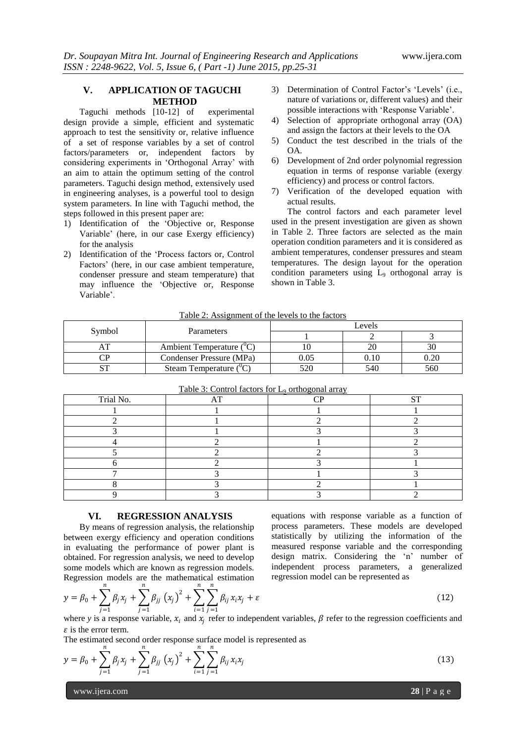## V. APPLICATION OF TAGUCHI METHOD

Taguchi methods [10-12] of experimental design provide a simple, efficient and systematic approach to test the sensitivity or, relative influence of a set of response variables by a set of control factors/parameters or, independent factors by considering experiments in 'Orthogonal Array' with an aim to attain the optimum setting of the control parameters. Taguchi design method, extensively used in engineering analyses, is a powerful tool to design system parameters. In line with Taguchi method, the steps followed in this present paper are:

1) Identification of the 'Objective or, Response Variable' (here, in our case Exergy efficiency) for the analysis
2) Identification of the 'Process factors or, Control Factors' (here, in our case ambient temperature, condenser pressure and steam temperature) that may influence the 'Objective or, Response Variable'.
3) Determination of Control Factor's 'Levels' (i.e., nature of variations or, different values) and their possible interactions with 'Response Variable'.
4) Selection of appropriate orthogonal array (OA) and assign the factors at their levels to the OA
5) Conduct the test described in the trials of the OA.
6) Development of 2nd order polynomial regression equation in terms of response variable (exergy efficiency) and process or control factors.
7) Verification of the developed equation with actual results.

The control factors and each parameter level used in the present investigation are given as shown in Table 2. Three factors are selected as the main operation condition parameters and it is considered as ambient temperatures, condenser pressures and steam temperatures. The design layout for the operation condition parameters using $L_9$ orthogonal array is shown in Table 3.

Table 2: Assignment of the levels to the factors

| Symbol | Parameters | Levels | | |
|---|---|---|---|---|
| | | 1 | 2 | 3 |
| AT | Ambient Temperature ($^0$C) | 10 | 20 | 30 |
| CP | Condenser Pressure (MPa) | 0.05 | 0.10 | 0.20 |
| ST | Steam Temperature ($^0$C) | 520 | 540 | 560 |

Table 3: Control factors for $L_9$ orthogonal array

| Trial No. | AT | CP | ST |
|---|---|---|---|
| 1 | 1 | 1 | 1 |
| 2 | 1 | 2 | 2 |
| 3 | 1 | 3 | 3 |
| 4 | 2 | 1 | 2 |
| 5 | 2 | 2 | 3 |
| 6 | 2 | 3 | 1 |
| 7 | 3 | 1 | 3 |
| 8 | 3 | 2 | 1 |
| 9 | 3 | 3 | 2 |

## VI. REGRESSION ANALYSIS

By means of regression analysis, the relationship between exergy efficiency and operation conditions in evaluating the performance of power plant is obtained. For regression analysis, we need to develop some models which are known as regression models. Regression models are the mathematical estimation equations with response variable as a function of process parameters. These models are developed statistically by utilizing the information of the measured response variable and the corresponding design matrix. Considering the 'n' number of independent process parameters, a generalized regression model can be represented as

$$y = \beta_0 + \sum_{j=1}^{n} \beta_j x_j + \sum_{j=1}^{n} \beta_{jj} \left(x_j\right)^2 + \sum_{i=1}^{n}\sum_{j=1}^{n} \beta_{ij}\, x_i x_j + \varepsilon \tag{12}$$

where $y$ is a response variable, $x_i$ and $x_j$ refer to independent variables, $\beta$ refer to the regression coefficients and $\varepsilon$ is the error term.

The estimated second order response surface model is represented as

$$y = \beta_0 + \sum_{j=1}^{n} \beta_j x_j + \sum_{j=1}^{n} \beta_{jj} \left(x_j\right)^2 + \sum_{i=1}^{n}\sum_{j=1}^{n} \beta_{ij}\, x_i x_j \tag{13}$$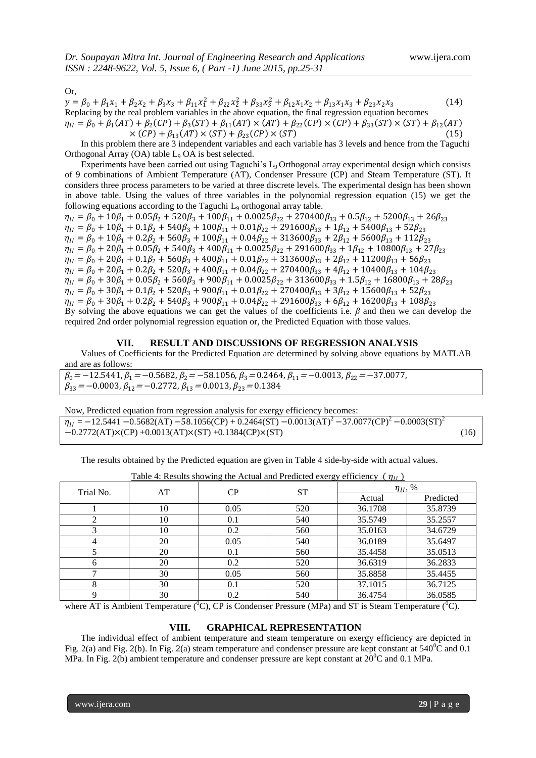Or,

$$y = \beta_0 + \beta_1 x_1 + \beta_2 x_2 + \beta_3 x_3 + \beta_{11} x_1^2 + \beta_{22} x_2^2 + \beta_{33} x_3^2 + \beta_{12} x_1 x_2 + \beta_{13} x_1 x_3 + \beta_{23} x_2 x_3 \quad (14)$$

Replacing by the real problem variables in the above equation, the final regression equation becomes

$$\eta_{II} = \beta_0 + \beta_1(AT) + \beta_2(CP) + \beta_3(ST) + \beta_{11}(AT)\times(AT) + \beta_{22}(CP)\times(CP) + \beta_{33}(ST)\times(ST) + \beta_{12}(AT)\times(CP) + \beta_{13}(AT)\times(ST) + \beta_{23}(CP)\times(ST) \quad (15)$$

In this problem there are 3 independent variables and each variable has 3 levels and hence from the Taguchi Orthogonal Array (OA) table $L_9$ OA is best selected.

Experiments have been carried out using Taguchi's $L_9$ Orthogonal array experimental design which consists of 9 combinations of Ambient Temperature (AT), Condenser Pressure (CP) and Steam Temperature (ST). It considers three process parameters to be varied at three discrete levels. The experimental design has been shown in above table. Using the values of three variables in the polynomial regression equation (15) we get the following equations according to the Taguchi $L_9$ orthogonal array table.

$$\eta_{II} = \beta_0 + 10\beta_1 + 0.05\beta_2 + 520\beta_3 + 100\beta_{11} + 0.0025\beta_{22} + 270400\beta_{33} + 0.5\beta_{12} + 5200\beta_{13} + 26\beta_{23}$$
$$\eta_{II} = \beta_0 + 10\beta_1 + 0.1\beta_2 + 540\beta_3 + 100\beta_{11} + 0.01\beta_{22} + 291600\beta_{33} + 1\beta_{12} + 5400\beta_{13} + 52\beta_{23}$$
$$\eta_{II} = \beta_0 + 10\beta_1 + 0.2\beta_2 + 560\beta_3 + 100\beta_{11} + 0.04\beta_{22} + 313600\beta_{33} + 2\beta_{12} + 5600\beta_{13} + 112\beta_{23}$$
$$\eta_{II} = \beta_0 + 20\beta_1 + 0.05\beta_2 + 540\beta_3 + 400\beta_{11} + 0.0025\beta_{22} + 291600\beta_{33} + 1\beta_{12} + 10800\beta_{13} + 27\beta_{23}$$
$$\eta_{II} = \beta_0 + 20\beta_1 + 0.1\beta_2 + 560\beta_3 + 400\beta_{11} + 0.01\beta_{22} + 313600\beta_{33} + 2\beta_{12} + 11200\beta_{13} + 56\beta_{23}$$
$$\eta_{II} = \beta_0 + 20\beta_1 + 0.2\beta_2 + 520\beta_3 + 400\beta_{11} + 0.04\beta_{22} + 270400\beta_{33} + 4\beta_{12} + 10400\beta_{13} + 104\beta_{23}$$
$$\eta_{II} = \beta_0 + 30\beta_1 + 0.05\beta_2 + 560\beta_3 + 900\beta_{11} + 0.0025\beta_{22} + 313600\beta_{33} + 1.5\beta_{12} + 16800\beta_{13} + 28\beta_{23}$$
$$\eta_{II} = \beta_0 + 30\beta_1 + 0.1\beta_2 + 520\beta_3 + 900\beta_{11} + 0.01\beta_{22} + 270400\beta_{33} + 3\beta_{12} + 15600\beta_{13} + 52\beta_{23}$$
$$\eta_{II} = \beta_0 + 30\beta_1 + 0.2\beta_2 + 540\beta_3 + 900\beta_{11} + 0.04\beta_{22} + 291600\beta_{33} + 6\beta_{12} + 16200\beta_{13} + 108\beta_{23}$$

By solving the above equations we can get the values of the coefficients i.e. $\beta$ and then we can develop the required 2nd order polynomial regression equation or, the Predicted Equation with those values.

## VII. RESULT AND DISCUSSIONS OF REGRESSION ANALYSIS

Values of Coefficients for the Predicted Equation are determined by solving above equations by MATLAB and are as follows:

$\beta_0 = -12.5441$, $\beta_1 = -0.5682$, $\beta_2 = -58.1056$, $\beta_3 = 0.2464$, $\beta_{11} = -0.0013$, $\beta_{22} = -37.0077$, $\beta_{33} = -0.0003$, $\beta_{12} = -0.2772$, $\beta_{13} = 0.0013$, $\beta_{23} = 0.1384$

Now, Predicted equation from regression analysis for exergy efficiency becomes:

$$\eta_{II} = -12.5441 - 0.5682(AT) - 58.1056(CP) + 0.2464(ST) - 0.0013(AT)^2 - 37.0077(CP)^2 - 0.0003(ST)^2 - 0.2772(AT)\times(CP) + 0.0013(AT)\times(ST) + 0.1384(CP)\times(ST) \quad (16)$$

The results obtained by the Predicted equation are given in Table 4 side-by-side with actual values.

Table 4: Results showing the Actual and Predicted exergy efficiency ( $\eta_{II}$ )

| Trial No. | AT | CP | ST | $\eta_{II}$, % | |
|---|---|---|---|---|---|
| | | | | Actual | Predicted |
| 1 | 10 | 0.05 | 520 | 36.1708 | 35.8739 |
| 2 | 10 | 0.1 | 540 | 35.5749 | 35.2557 |
| 3 | 10 | 0.2 | 560 | 35.0163 | 34.6729 |
| 4 | 20 | 0.05 | 540 | 36.0189 | 35.6497 |
| 5 | 20 | 0.1 | 560 | 35.4458 | 35.0513 |
| 6 | 20 | 0.2 | 520 | 36.6319 | 36.2833 |
| 7 | 30 | 0.05 | 560 | 35.8858 | 35.4455 |
| 8 | 30 | 0.1 | 520 | 37.1015 | 36.7125 |
| 9 | 30 | 0.2 | 540 | 36.4754 | 36.0585 |

where AT is Ambient Temperature ($^0$C), CP is Condenser Pressure (MPa) and ST is Steam Temperature ($^0$C).

## VIII. GRAPHICAL REPRESENTATION

The individual effect of ambient temperature and steam temperature on exergy efficiency are depicted in Fig. 2(a) and Fig. 2(b). In Fig. 2(a) steam temperature and condenser pressure are kept constant at 540$^0$C and 0.1 MPa. In Fig. 2(b) ambient temperature and condenser pressure are kept constant at 20$^0$C and 0.1 MPa.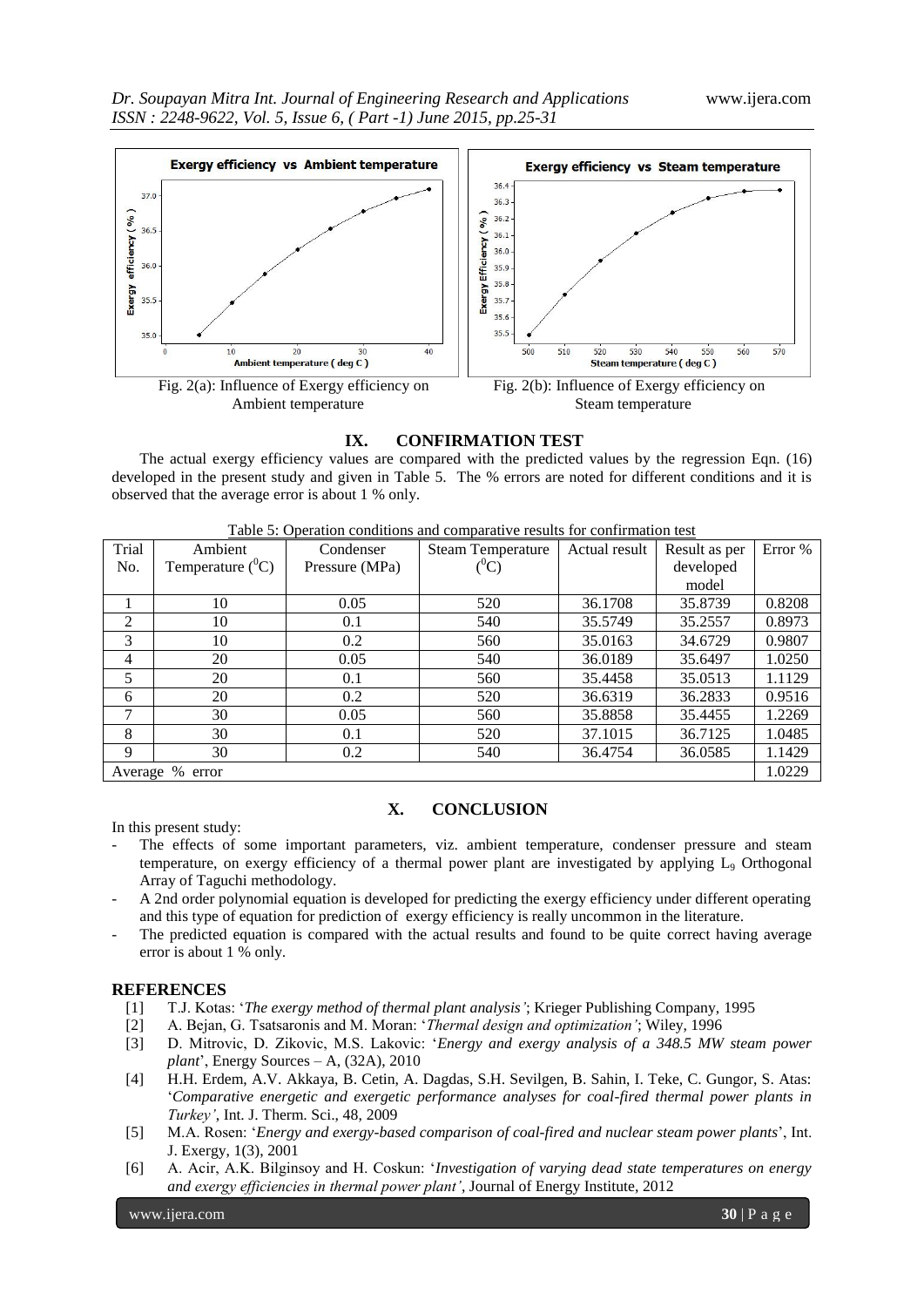Fig. 2(a): Influence of Exergy efficiency on Ambient temperature

Fig. 2(b): Influence of Exergy efficiency on Steam temperature

## IX. CONFIRMATION TEST

The actual exergy efficiency values are compared with the predicted values by the regression Eqn. (16) developed in the present study and given in Table 5. The % errors are noted for different conditions and it is observed that the average error is about 1 % only.

Table 5: Operation conditions and comparative results for confirmation test

| Trial No. | Ambient Temperature ($^0$C) | Condenser Pressure (MPa) | Steam Temperature ($^0$C) | Actual result | Result as per developed model | Error % |
|---|---|---|---|---|---|---|
| 1 | 10 | 0.05 | 520 | 36.1708 | 35.8739 | 0.8208 |
| 2 | 10 | 0.1 | 540 | 35.5749 | 35.2557 | 0.8973 |
| 3 | 10 | 0.2 | 560 | 35.0163 | 34.6729 | 0.9807 |
| 4 | 20 | 0.05 | 540 | 36.0189 | 35.6497 | 1.0250 |
| 5 | 20 | 0.1 | 560 | 35.4458 | 35.0513 | 1.1129 |
| 6 | 20 | 0.2 | 520 | 36.6319 | 36.2833 | 0.9516 |
| 7 | 30 | 0.05 | 560 | 35.8858 | 35.4455 | 1.2269 |
| 8 | 30 | 0.1 | 520 | 37.1015 | 36.7125 | 1.0485 |
| 9 | 30 | 0.2 | 540 | 36.4754 | 36.0585 | 1.1429 |
| Average % error | | | | | | 1.0229 |

## X. CONCLUSION

In this present study:

- The effects of some important parameters, viz. ambient temperature, condenser pressure and steam temperature, on exergy efficiency of a thermal power plant are investigated by applying $L_9$ Orthogonal Array of Taguchi methodology.
- A 2nd order polynomial equation is developed for predicting the exergy efficiency under different operating and this type of equation for prediction of exergy efficiency is really uncommon in the literature.
- The predicted equation is compared with the actual results and found to be quite correct having average error is about 1 % only.

## REFERENCES

[1] T.J. Kotas: '*The exergy method of thermal plant analysis'*; Krieger Publishing Company, 1995

[2] A. Bejan, G. Tsatsaronis and M. Moran: '*Thermal design and optimization'*; Wiley, 1996

[3] D. Mitrovic, D. Zikovic, M.S. Lakovic: '*Energy and exergy analysis of a 348.5 MW steam power plant*', Energy Sources – A, (32A), 2010

[4] H.H. Erdem, A.V. Akkaya, B. Cetin, A. Dagdas, S.H. Sevilgen, B. Sahin, I. Teke, C. Gungor, S. Atas: '*Comparative energetic and exergetic performance analyses for coal-fired thermal power plants in Turkey'*, Int. J. Therm. Sci., 48, 2009

[5] M.A. Rosen: '*Energy and exergy-based comparison of coal-fired and nuclear steam power plants*', Int. J. Exergy, 1(3), 2001

[6] A. Acir, A.K. Bilginsoy and H. Coskun: '*Investigation of varying dead state temperatures on energy and exergy efficiencies in thermal power plant'*, Journal of Energy Institute, 2012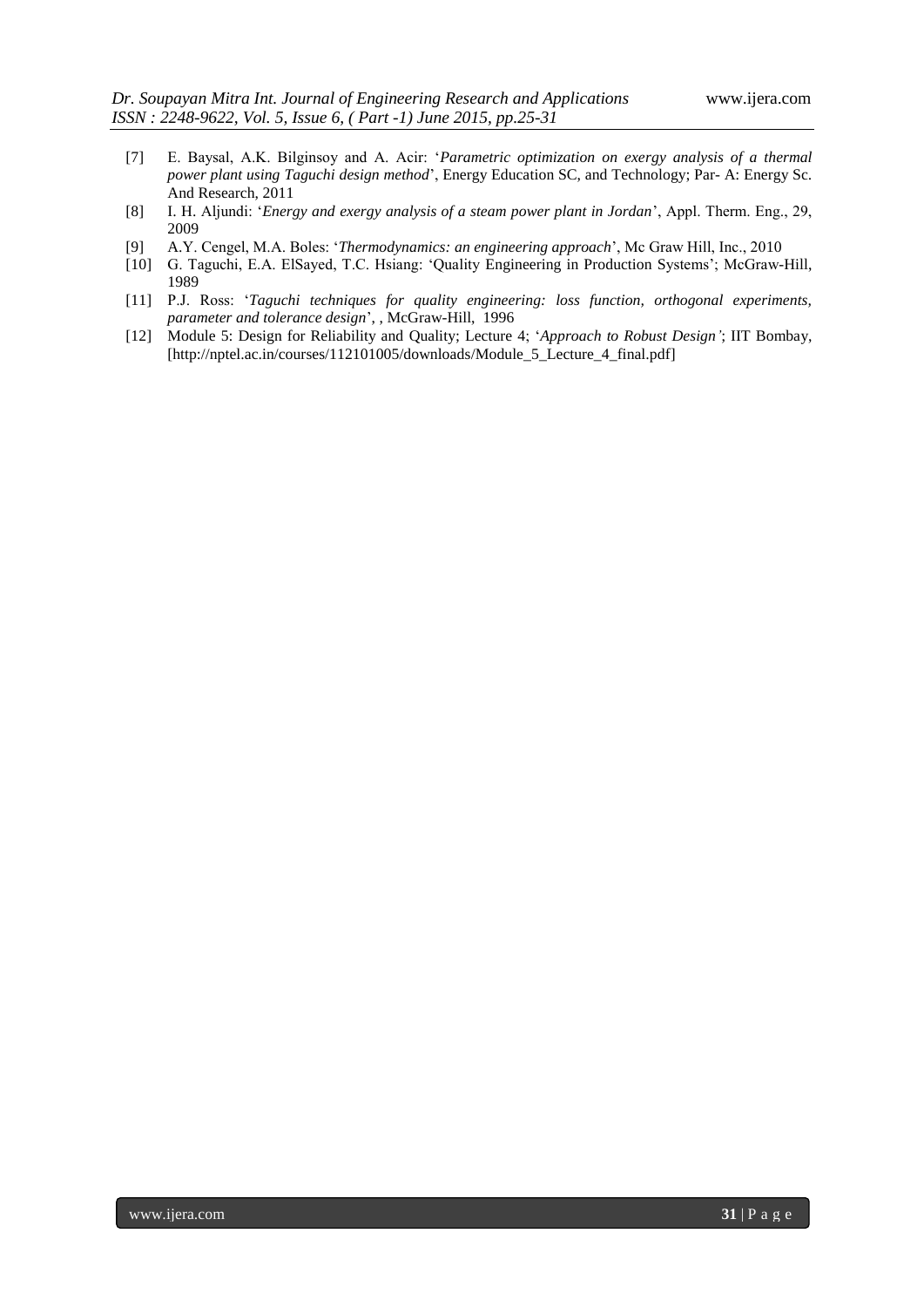[7] E. Baysal, A.K. Bilginsoy and A. Acir: '*Parametric optimization on exergy analysis of a thermal power plant using Taguchi design method*', Energy Education SC, and Technology; Par- A: Energy Sc. And Research, 2011

[8] I. H. Aljundi: '*Energy and exergy analysis of a steam power plant in Jordan*', Appl. Therm. Eng., 29, 2009

[9] A.Y. Cengel, M.A. Boles: '*Thermodynamics: an engineering approach*', Mc Graw Hill, Inc., 2010

[10] G. Taguchi, E.A. ElSayed, T.C. Hsiang: 'Quality Engineering in Production Systems'; McGraw-Hill, 1989

[11] P.J. Ross: '*Taguchi techniques for quality engineering: loss function, orthogonal experiments, parameter and tolerance design*', , McGraw-Hill, 1996

[12] Module 5: Design for Reliability and Quality; Lecture 4; '*Approach to Robust Design'*; IIT Bombay, [http://nptel.ac.in/courses/112101005/downloads/Module_5_Lecture_4_final.pdf]